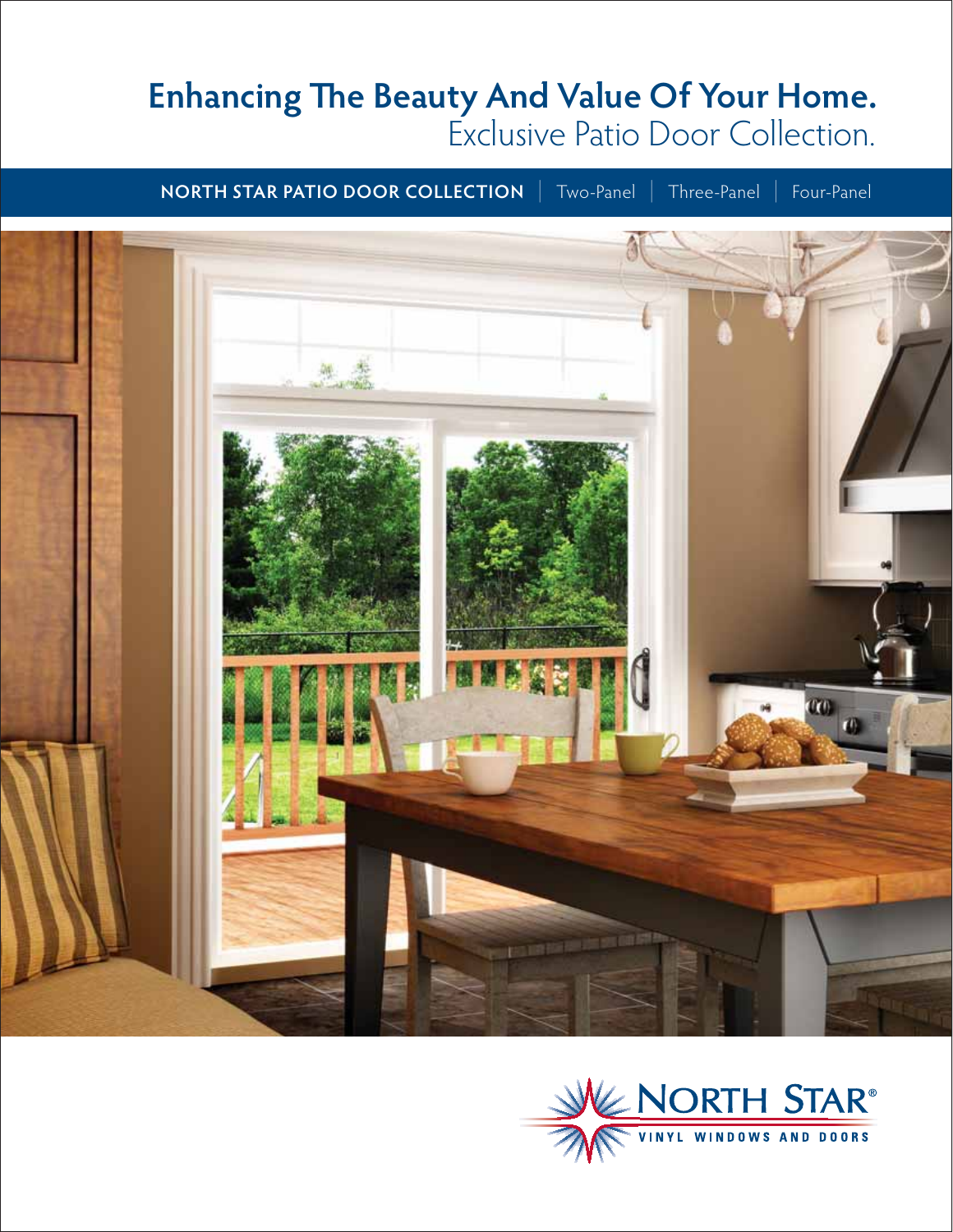# Enhancing The Beauty And Value Of Your Home.

## Exclusive Patio Door Collection.

**NORTH STAR PATIO DOOR COLLECTION** | Two-Panel | Three-Panel | Four-Panel

NORTH STAR®
VINYL WINDOWS AND DOORS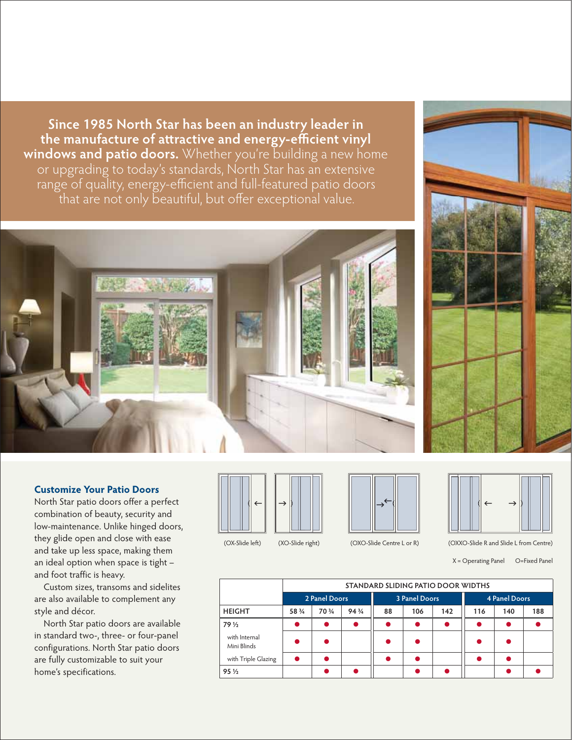**Since 1985 North Star has been an industry leader in the manufacture of attractive and energy-efficient vinyl windows and patio doors.** Whether you're building a new home or upgrading to today's standards, North Star has an extensive range of quality, energy-efficient and full-featured patio doors that are not only beautiful, but offer exceptional value.

### Customize Your Patio Doors

North Star patio doors offer a perfect combination of beauty, security and low-maintenance. Unlike hinged doors, they glide open and close with ease and take up less space, making them an ideal option when space is tight – and foot traffic is heavy.

Custom sizes, transoms and sidelites are also available to complement any style and décor.

North Star patio doors are available in standard two-, three- or four-panel configurations. North Star patio doors are fully customizable to suit your home's specifications.

(OX-Slide left) (XO-Slide right) (OXO-Slide Centre L or R) (OXXO-Slide R and Slide L from Centre)

X = Operating Panel O=Fixed Panel

| | STANDARD SLIDING PATIO DOOR WIDTHS | | | | | | | | |
|---|---|---|---|---|---|---|---|---|---|
| | 2 Panel Doors | | | 3 Panel Doors | | | 4 Panel Doors | | |
| HEIGHT | 58 ¾ | 70 ¾ | 94 ¾ | 88 | 106 | 142 | 116 | 140 | 188 |
| 79 ½ | ● | ● | ● | ● | ● | ● | ● | ● | ● |
| with Internal Mini Blinds | ● | ● | | ● | ● | | ● | ● | |
| with Triple Glazing | ● | ● | | ● | ● | | ● | ● | |
| 95 ½ | | ● | ● | | ● | ● | | ● | ● |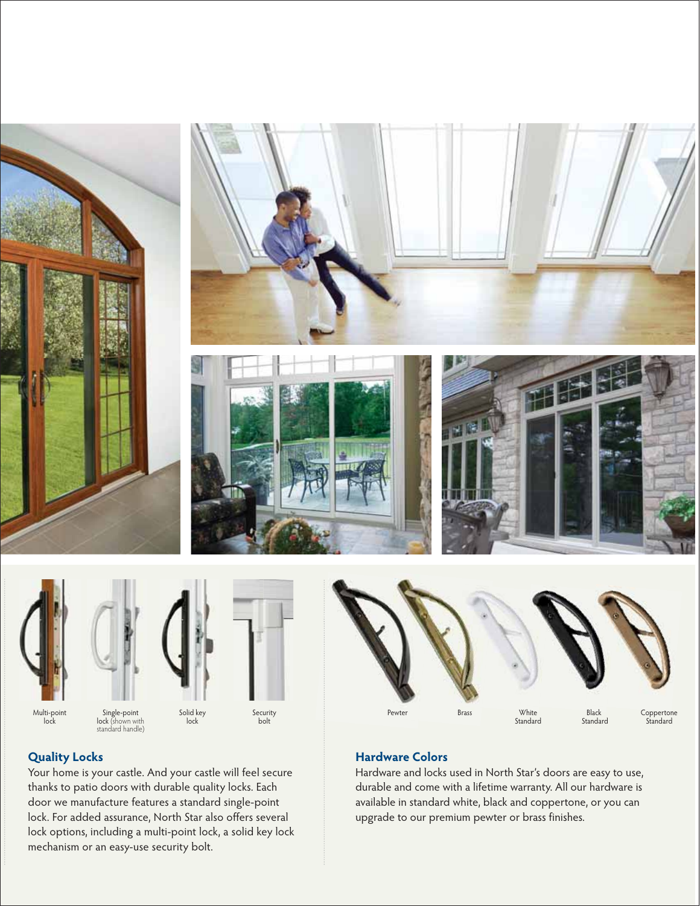Multi-point lock

Single-point lock (shown with standard handle)

Solid key lock

Security bolt

## Quality Locks

Your home is your castle. And your castle will feel secure thanks to patio doors with durable quality locks. Each door we manufacture features a standard single-point lock. For added assurance, North Star also offers several lock options, including a multi-point lock, a solid key lock mechanism or an easy-use security bolt.

Pewter

Brass

White Standard

Black Standard

Coppertone Standard

## Hardware Colors

Hardware and locks used in North Star's doors are easy to use, durable and come with a lifetime warranty. All our hardware is available in standard white, black and coppertone, or you can upgrade to our premium pewter or brass finishes.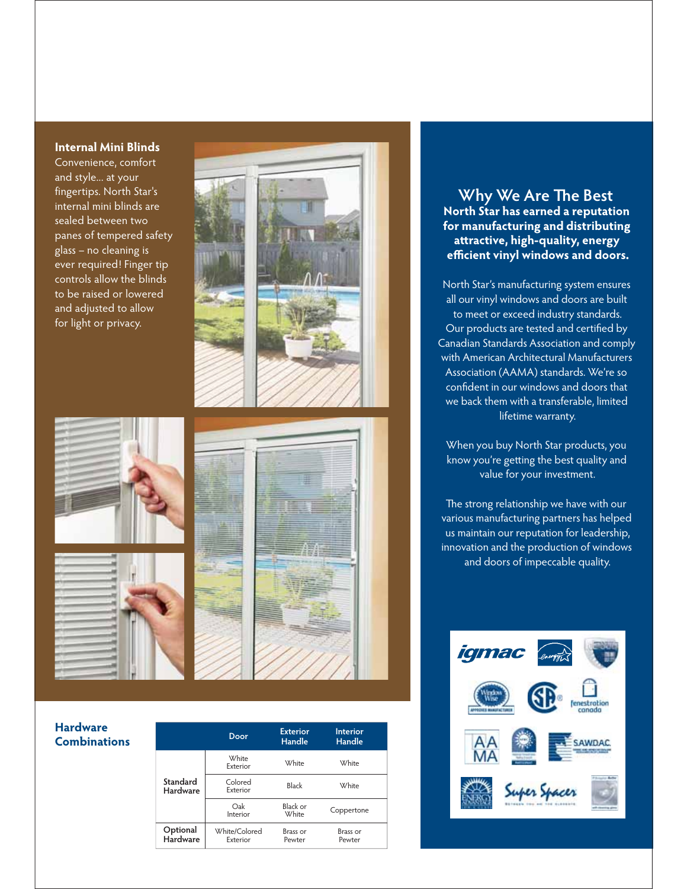## Internal Mini Blinds

Convenience, comfort and style... at your fingertips. North Star's internal mini blinds are sealed between two panes of tempered safety glass – no cleaning is ever required! Finger tip controls allow the blinds to be raised or lowered and adjusted to allow for light or privacy.

## Hardware Combinations

| | Door | Exterior Handle | Interior Handle |
|---|---|---|---|
| Standard Hardware | White Exterior | White | White |
| | Colored Exterior | Black | White |
| | Oak Interior | Black or White | Coppertone |
| Optional Hardware | White/Colored Exterior | Brass or Pewter | Brass or Pewter |

## Why We Are The Best

**North Star has earned a reputation for manufacturing and distributing attractive, high-quality, energy efficient vinyl windows and doors.**

North Star's manufacturing system ensures all our vinyl windows and doors are built to meet or exceed industry standards. Our products are tested and certified by Canadian Standards Association and comply with American Architectural Manufacturers Association (AAMA) standards. We're so confident in our windows and doors that we back them with a transferable, limited lifetime warranty.

When you buy North Star products, you know you're getting the best quality and value for your investment.

The strong relationship we have with our various manufacturing partners has helped us maintain our reputation for leadership, innovation and the production of windows and doors of impeccable quality.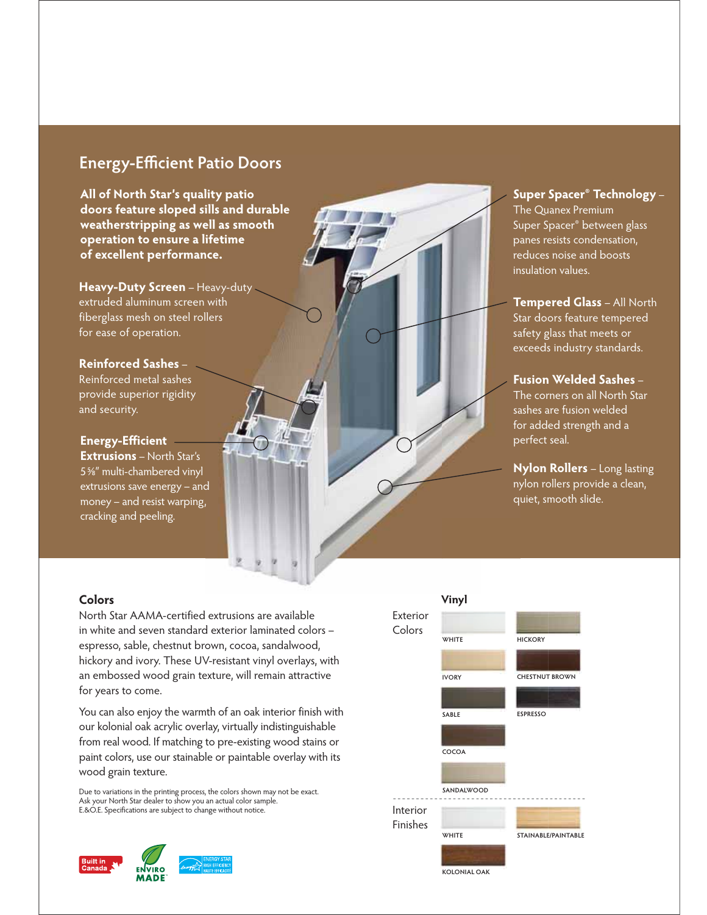## Energy-Efficient Patio Doors

**All of North Star's quality patio doors feature sloped sills and durable weatherstripping as well as smooth operation to ensure a lifetime of excellent performance.**

**Heavy-Duty Screen** – Heavy-duty extruded aluminum screen with fiberglass mesh on steel rollers for ease of operation.

**Reinforced Sashes** – Reinforced metal sashes provide superior rigidity and security.

**Energy-Efficient Extrusions** – North Star's 5⅝" multi-chambered vinyl extrusions save energy – and money – and resist warping, cracking and peeling.

**Super Spacer® Technology** – The Quanex Premium Super Spacer® between glass panes resists condensation, reduces noise and boosts insulation values.

**Tempered Glass** – All North Star doors feature tempered safety glass that meets or exceeds industry standards.

**Fusion Welded Sashes** – The corners on all North Star sashes are fusion welded for added strength and a perfect seal.

**Nylon Rollers** – Long lasting nylon rollers provide a clean, quiet, smooth slide.

### Colors

North Star AAMA-certified extrusions are available in white and seven standard exterior laminated colors – espresso, sable, chestnut brown, cocoa, sandalwood, hickory and ivory. These UV-resistant vinyl overlays, with an embossed wood grain texture, will remain attractive for years to come.

You can also enjoy the warmth of an oak interior finish with our kolonial oak acrylic overlay, virtually indistinguishable from real wood. If matching to pre-existing wood stains or paint colors, use our stainable or paintable overlay with its wood grain texture.

Due to variations in the printing process, the colors shown may not be exact.
Ask your North Star dealer to show you an actual color sample.
E.&O.E. Specifications are subject to change without notice.

### Vinyl

**Exterior Colors**

- WHITE
- HICKORY
- IVORY
- CHESTNUT BROWN
- SABLE
- ESPRESSO
- COCOA
- SANDALWOOD

**Interior Finishes**

- WHITE
- STAINABLE/PAINTABLE
- KOLONIAL OAK

Built in Canada | ENVIRO MADE | ENERGY STAR HIGH EFFICIENCY HAUTE EFFICACITÉ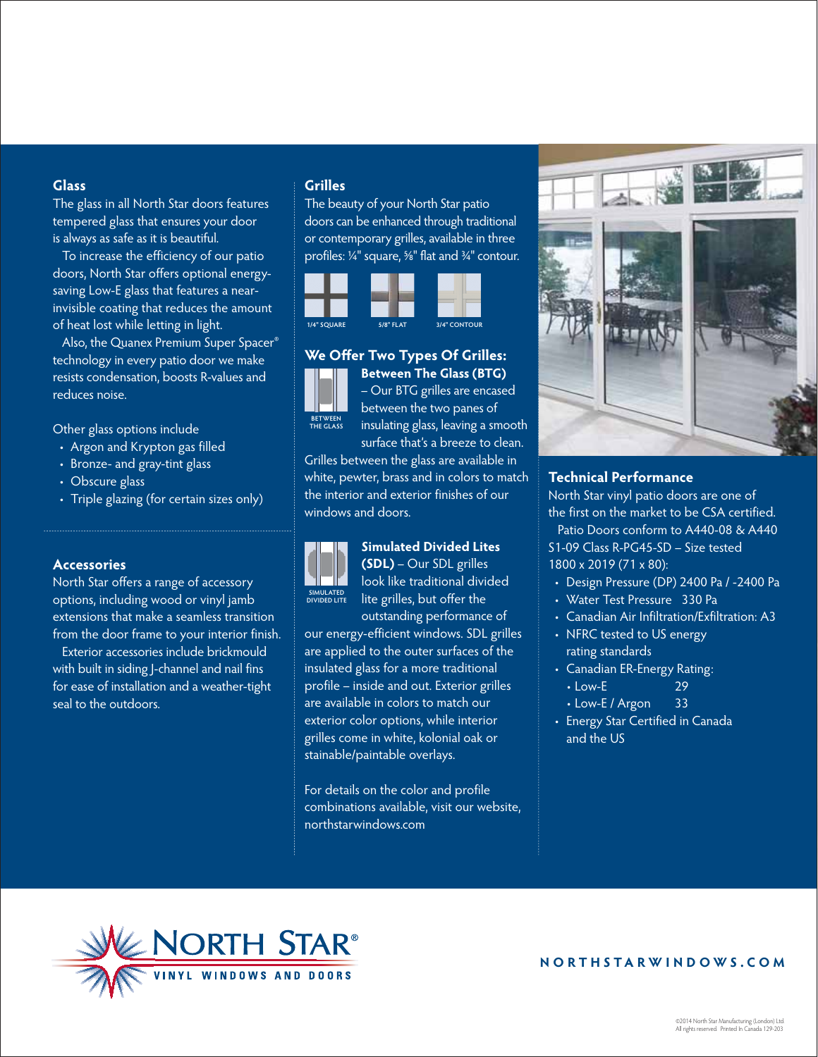## Glass

The glass in all North Star doors features tempered glass that ensures your door is always as safe as it is beautiful.

To increase the efficiency of our patio doors, North Star offers optional energy-saving Low-E glass that features a near-invisible coating that reduces the amount of heat lost while letting in light.

Also, the Quanex Premium Super Spacer® technology in every patio door we make resists condensation, boosts R-values and reduces noise.

Other glass options include

- Argon and Krypton gas filled
- Bronze- and gray-tint glass
- Obscure glass
- Triple glazing (for certain sizes only)

## Accessories

North Star offers a range of accessory options, including wood or vinyl jamb extensions that make a seamless transition from the door frame to your interior finish.

Exterior accessories include brickmould with built in siding J-channel and nail fins for ease of installation and a weather-tight seal to the outdoors.

## Grilles

The beauty of your North Star patio doors can be enhanced through traditional or contemporary grilles, available in three profiles: ¼" square, ⅝" flat and ¾" contour.

1/4" SQUARE    5/8" FLAT    3/4" CONTOUR

## We Offer Two Types Of Grilles:

BETWEEN THE GLASS

**Between The Glass (BTG)** – Our BTG grilles are encased between the two panes of insulating glass, leaving a smooth surface that's a breeze to clean. Grilles between the glass are available in white, pewter, brass and in colors to match the interior and exterior finishes of our windows and doors.

SIMULATED DIVIDED LITE

**Simulated Divided Lites (SDL)** – Our SDL grilles look like traditional divided lite grilles, but offer the outstanding performance of our energy-efficient windows. SDL grilles are applied to the outer surfaces of the insulated glass for a more traditional profile – inside and out. Exterior grilles are available in colors to match our exterior color options, while interior grilles come in white, kolonial oak or stainable/paintable overlays.

For details on the color and profile combinations available, visit our website, northstarwindows.com

## Technical Performance

North Star vinyl patio doors are one of the first on the market to be CSA certified.

Patio Doors conform to A440-08 & A440 S1-09 Class R-PG45-SD – Size tested 1800 x 2019 (71 x 80):

- Design Pressure (DP) 2400 Pa / -2400 Pa
- Water Test Pressure 330 Pa
- Canadian Air Infiltration/Exfiltration: A3
- NFRC tested to US energy rating standards
- Canadian ER-Energy Rating:
  - Low-E 29
  - Low-E / Argon 33
- Energy Star Certified in Canada and the US

NORTH STAR®
VINYL WINDOWS AND DOORS

NORTHSTARWINDOWS.COM

©2014 North Star Manufacturing (London) Ltd
All rights reserved. Printed In Canada 129-203